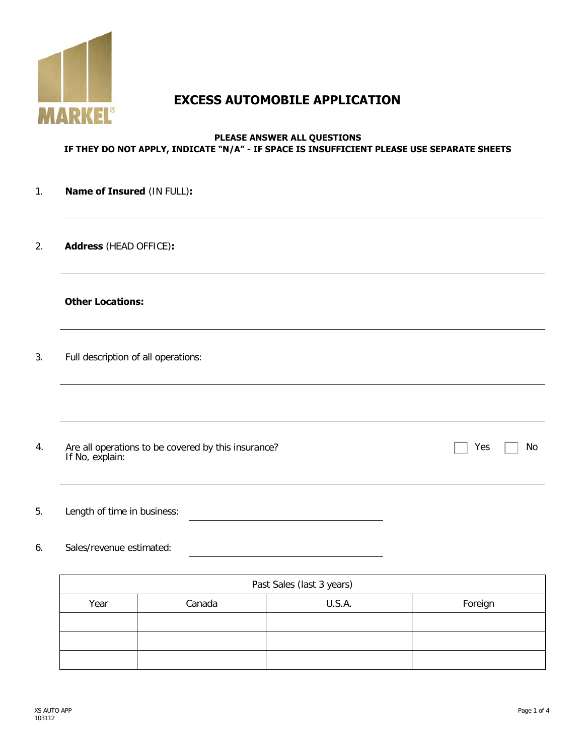# EXCESS AUTOMOBILE APPLICATION

**PLEASE ANSWER ALL QUESTIONS**
**IF THEY DO NOT APPLY, INDICATE "N/A" - IF SPACE IS INSUFFICIENT PLEASE USE SEPARATE SHEETS**

1. **Name of Insured** (IN FULL)**:**

2. **Address** (HEAD OFFICE)**:**

   **Other Locations:**

3. Full description of all operations:

4. Are all operations to be covered by this insurance? ☐ Yes ☐ No
   If No, explain:

5. Length of time in business:

6. Sales/revenue estimated:

| Past Sales (last 3 years) | | | |
|---|---|---|---|
| Year | Canada | U.S.A. | Foreign |
| | | | |
| | | | |
| | | | |

XS AUTO APP
103112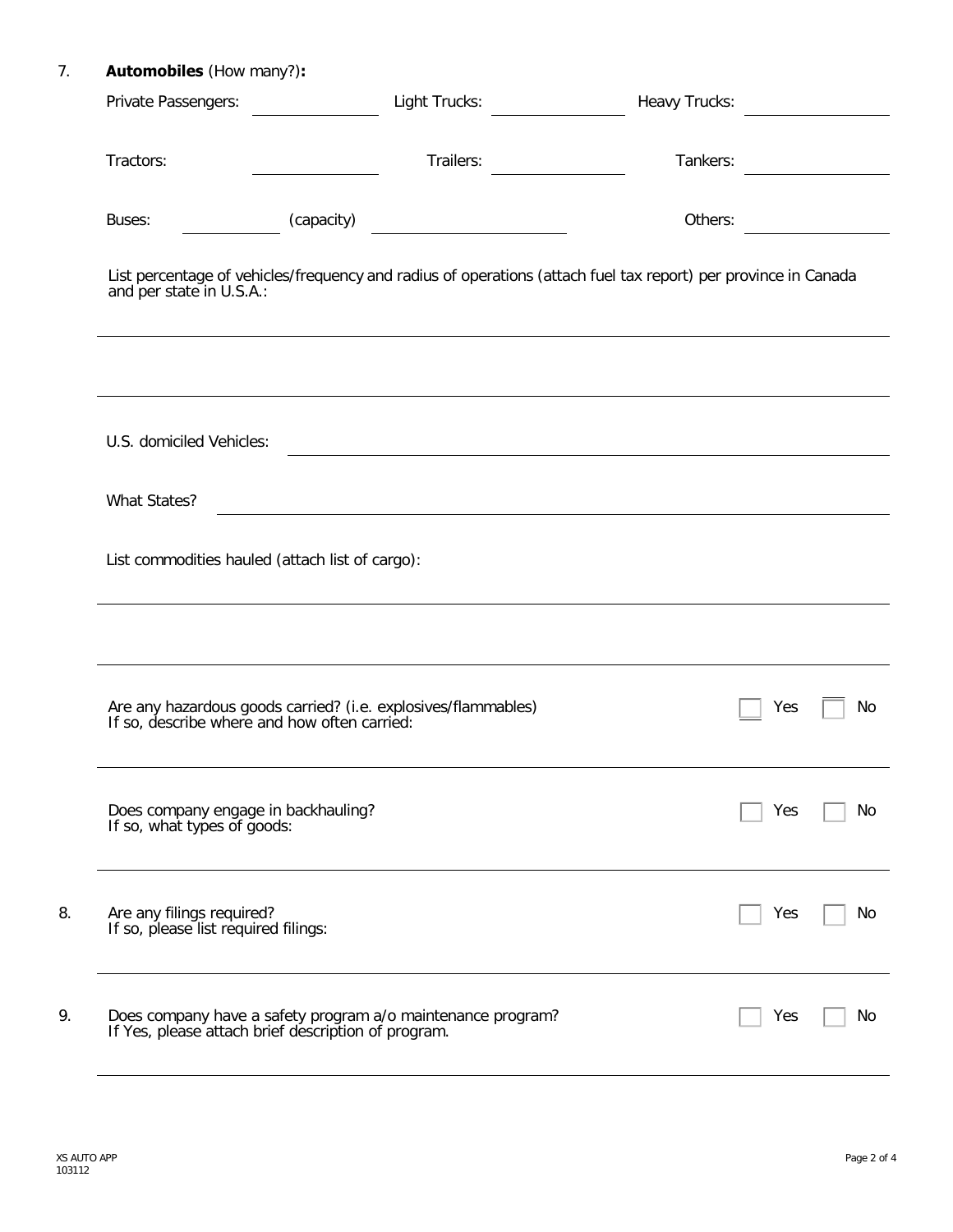7. **Automobiles** (How many?)**:**

Private Passengers: ______________ Light Trucks: ______________ Heavy Trucks: ______________

Tractors: ______________ Trailers: ______________ Tankers: ______________

Buses: __________ (capacity) ______________________ Others: ______________

List percentage of vehicles/frequency and radius of operations (attach fuel tax report) per province in Canada and per state in U.S.A.:

______________________________________________________________________________

______________________________________________________________________________

U.S. domiciled Vehicles: ______________________________________________________

What States? __________________________________________________________________

List commodities hauled (attach list of cargo):

______________________________________________________________________________

______________________________________________________________________________

Are any hazardous goods carried? (i.e. explosives/flammables) ☐ Yes ☐ No
If so, describe where and how often carried:

______________________________________________________________________________

Does company engage in backhauling? ☐ Yes ☐ No
If so, what types of goods:

______________________________________________________________________________

8. Are any filings required? ☐ Yes ☐ No
If so, please list required filings:

______________________________________________________________________________

9. Does company have a safety program a/o maintenance program? ☐ Yes ☐ No
If Yes, please attach brief description of program.

______________________________________________________________________________

XS AUTO APP
103112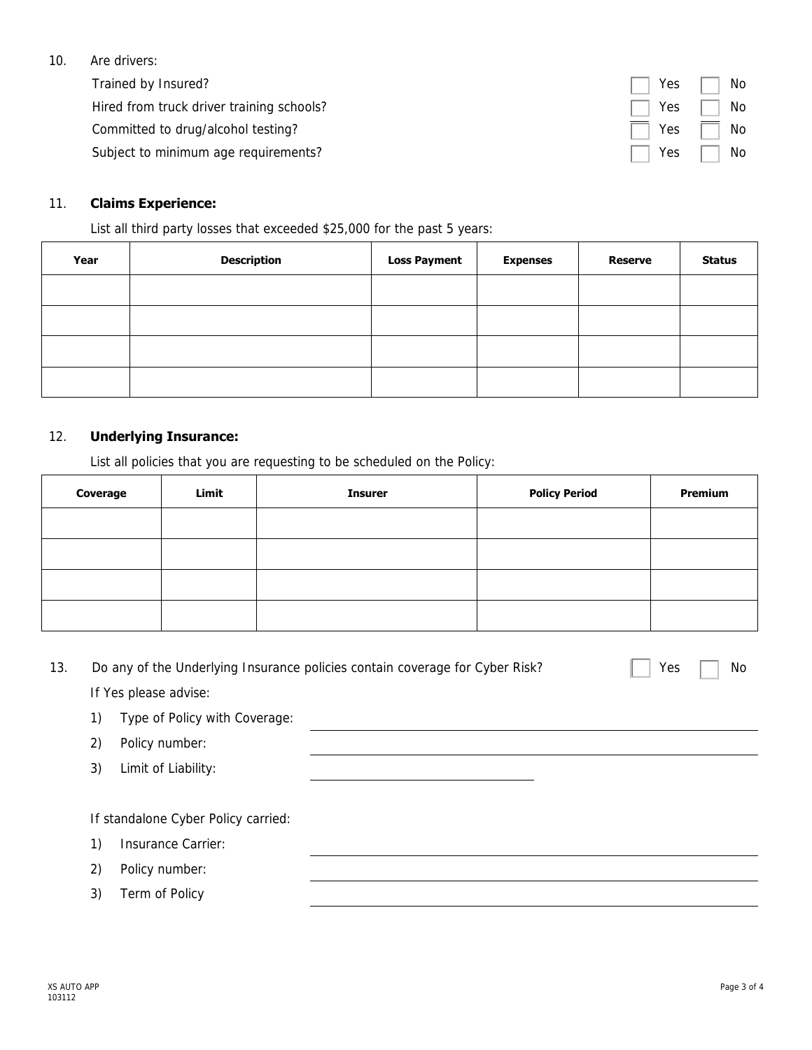10. Are drivers:

Trained by Insured? ☐ Yes ☐ No

Hired from truck driver training schools? ☐ Yes ☐ No

Committed to drug/alcohol testing? ☐ Yes ☐ No

Subject to minimum age requirements? ☐ Yes ☐ No

11. **Claims Experience:**

List all third party losses that exceeded $25,000 for the past 5 years:

| Year | Description | Loss Payment | Expenses | Reserve | Status |
|---|---|---|---|---|---|
| | | | | | |
| | | | | | |
| | | | | | |
| | | | | | |

12. **Underlying Insurance:**

List all policies that you are requesting to be scheduled on the Policy:

| Coverage | Limit | Insurer | Policy Period | Premium |
|---|---|---|---|---|
| | | | | |
| | | | | |
| | | | | |
| | | | | |

13. Do any of the Underlying Insurance policies contain coverage for Cyber Risk? ☐ Yes ☐ No

If Yes please advise:

1) Type of Policy with Coverage: ______________________________

2) Policy number: ______________________________

3) Limit of Liability: ____________________

If standalone Cyber Policy carried:

1) Insurance Carrier: ______________________________

2) Policy number: ______________________________

3) Term of Policy ______________________________

XS AUTO APP
103112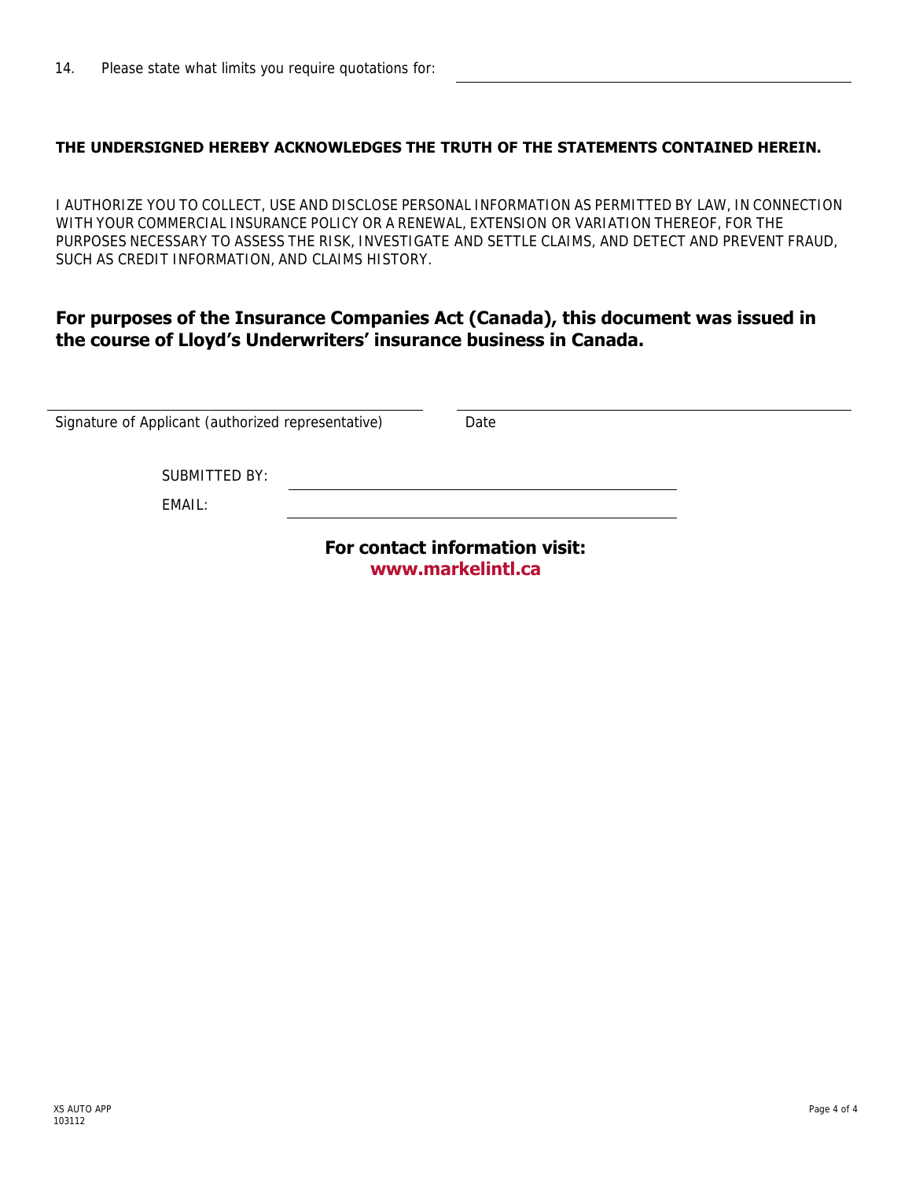14. Please state what limits you require quotations for: ______________________________

**THE UNDERSIGNED HEREBY ACKNOWLEDGES THE TRUTH OF THE STATEMENTS CONTAINED HEREIN.**

I AUTHORIZE YOU TO COLLECT, USE AND DISCLOSE PERSONAL INFORMATION AS PERMITTED BY LAW, IN CONNECTION WITH YOUR COMMERCIAL INSURANCE POLICY OR A RENEWAL, EXTENSION OR VARIATION THEREOF, FOR THE PURPOSES NECESSARY TO ASSESS THE RISK, INVESTIGATE AND SETTLE CLAIMS, AND DETECT AND PREVENT FRAUD, SUCH AS CREDIT INFORMATION, AND CLAIMS HISTORY.

**For purposes of the Insurance Companies Act (Canada), this document was issued in the course of Lloyd's Underwriters' insurance business in Canada.**

______________________________ ______________________________

Signature of Applicant (authorized representative) Date

SUBMITTED BY: ______________________________

EMAIL: ______________________________

**For contact information visit:**
**www.markelintl.ca**

XS AUTO APP
103112